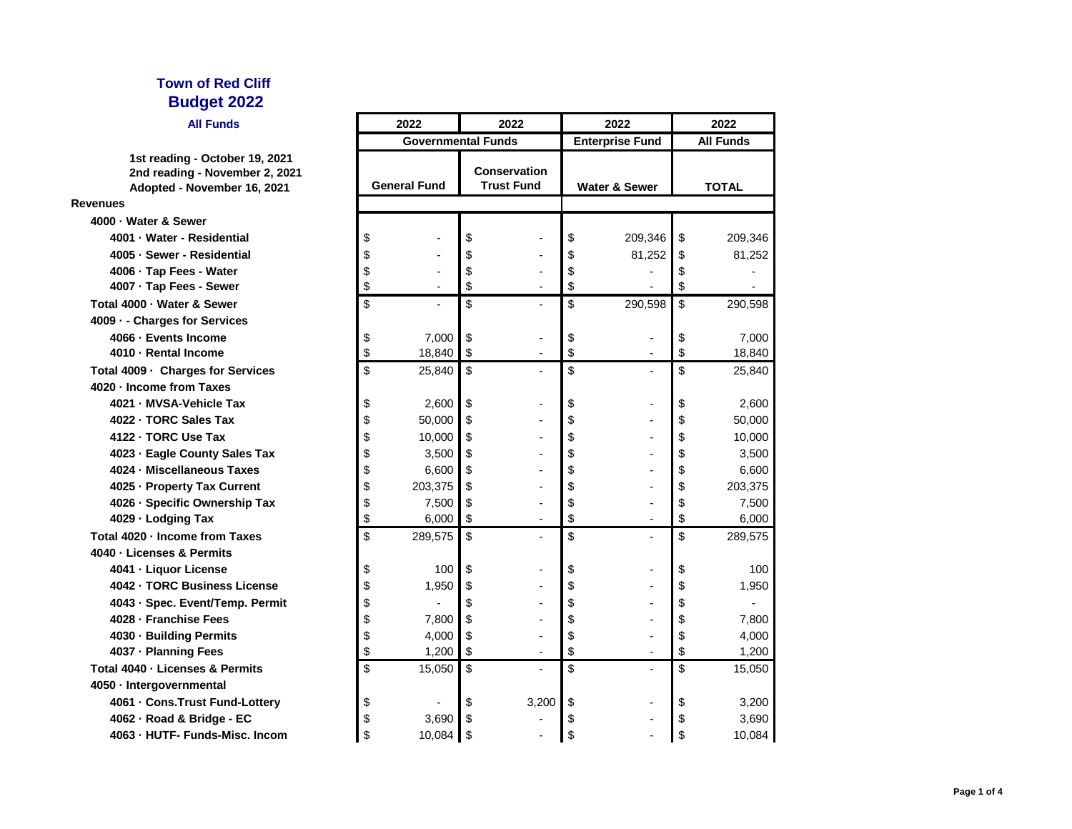# Town of Red Cliff
## Budget 2022

**All Funds**

1st reading - October 19, 2021
2nd reading - November 2, 2021
Adopted - November 16, 2021

| | 2022 | 2022 | 2022 | 2022 |
|---|---|---|---|---|
| | Governmental Funds | | Enterprise Fund | All Funds |
| | General Fund | Conservation Trust Fund | Water & Sewer | TOTAL |
| **Revenues** | | | | |
| **4000 · Water & Sewer** | | | | |
| 4001 · Water - Residential | $ - | $ - | $ 209,346 | $ 209,346 |
| 4005 · Sewer - Residential | $ - | $ - | $ 81,252 | $ 81,252 |
| 4006 · Tap Fees - Water | $ - | $ - | $ - | $ - |
| 4007 · Tap Fees - Sewer | $ - | $ - | $ - | $ - |
| **Total 4000 · Water & Sewer** | $ - | $ - | $ 290,598 | $ 290,598 |
| **4009 · - Charges for Services** | | | | |
| 4066 · Events Income | $ 7,000 | $ - | $ - | $ 7,000 |
| 4010 · Rental Income | $ 18,840 | $ - | $ - | $ 18,840 |
| **Total 4009 · Charges for Services** | $ 25,840 | $ - | $ - | $ 25,840 |
| **4020 · Income from Taxes** | | | | |
| 4021 · MVSA-Vehicle Tax | $ 2,600 | $ - | $ - | $ 2,600 |
| 4022 · TORC Sales Tax | $ 50,000 | $ - | $ - | $ 50,000 |
| 4122 · TORC Use Tax | $ 10,000 | $ - | $ - | $ 10,000 |
| 4023 · Eagle County Sales Tax | $ 3,500 | $ - | $ - | $ 3,500 |
| 4024 · Miscellaneous Taxes | $ 6,600 | $ - | $ - | $ 6,600 |
| 4025 · Property Tax Current | $ 203,375 | $ - | $ - | $ 203,375 |
| 4026 · Specific Ownership Tax | $ 7,500 | $ - | $ - | $ 7,500 |
| 4029 · Lodging Tax | $ 6,000 | $ - | $ - | $ 6,000 |
| **Total 4020 · Income from Taxes** | $ 289,575 | $ - | $ - | $ 289,575 |
| **4040 · Licenses & Permits** | | | | |
| 4041 · Liquor License | $ 100 | $ - | $ - | $ 100 |
| 4042 · TORC Business License | $ 1,950 | $ - | $ - | $ 1,950 |
| 4043 · Spec. Event/Temp. Permit | $ - | $ - | $ - | $ - |
| 4028 · Franchise Fees | $ 7,800 | $ - | $ - | $ 7,800 |
| 4030 · Building Permits | $ 4,000 | $ - | $ - | $ 4,000 |
| 4037 · Planning Fees | $ 1,200 | $ - | $ - | $ 1,200 |
| **Total 4040 · Licenses & Permits** | $ 15,050 | $ - | $ - | $ 15,050 |
| **4050 · Intergovernmental** | | | | |
| 4061 · Cons.Trust Fund-Lottery | $ - | $ 3,200 | $ - | $ 3,200 |
| 4062 · Road & Bridge - EC | $ 3,690 | $ - | $ - | $ 3,690 |
| 4063 · HUTF- Funds-Misc. Incom | $ 10,084 | $ - | $ - | $ 10,084 |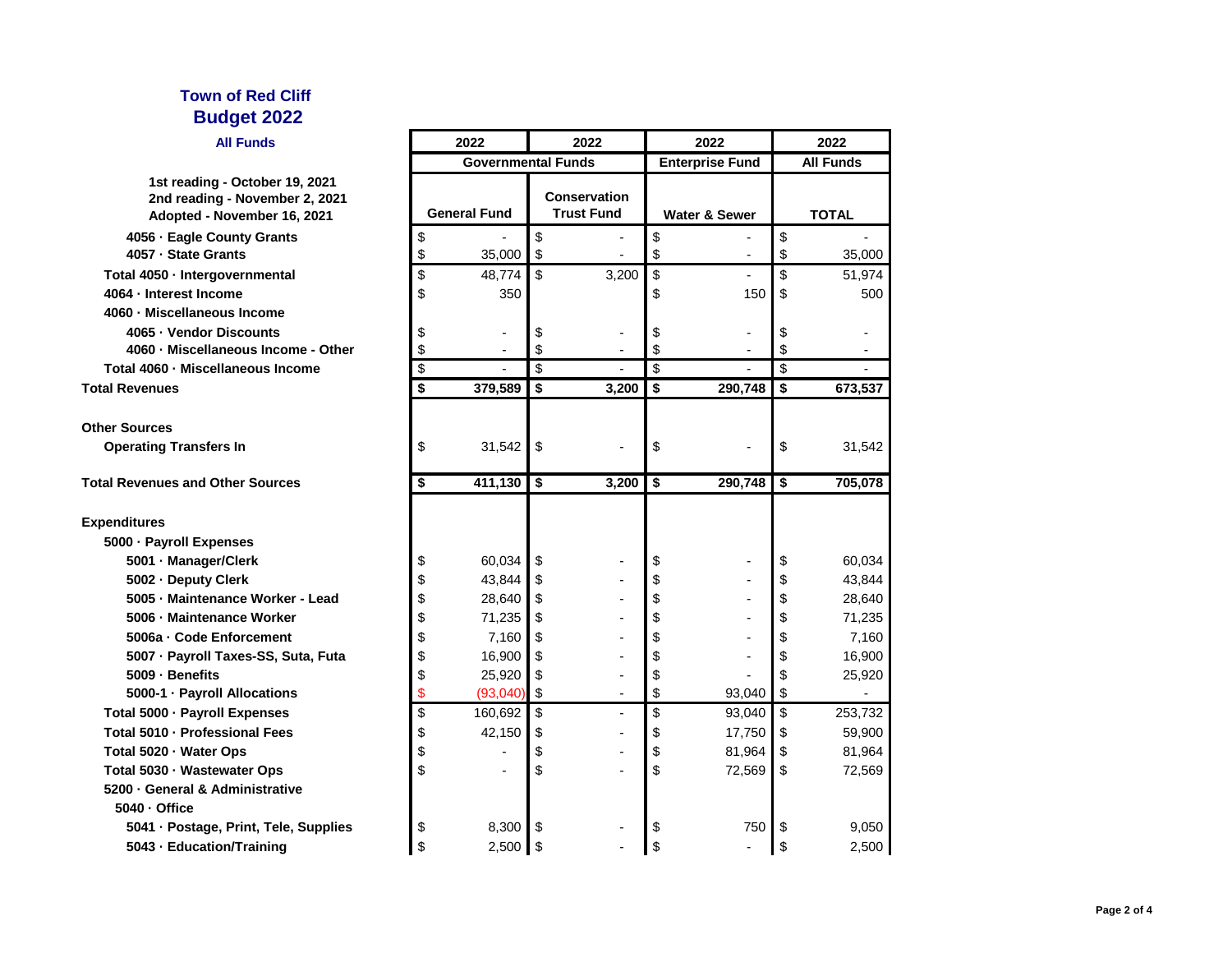## Town of Red Cliff
## Budget 2022
### All Funds

| | 2022 | 2022 | 2022 | 2022 |
|---|---|---|---|---|
| | Governmental Funds | | Enterprise Fund | All Funds |
| **1st reading - October 19, 2021**<br>**2nd reading - November 2, 2021**<br>**Adopted - November 16, 2021** | General Fund | Conservation Trust Fund | Water & Sewer | TOTAL |
| 4056 · Eagle County Grants | $ - | $ - | $ - | $ - |
| 4057 · State Grants | $ 35,000 | $ - | $ - | $ 35,000 |
| Total 4050 · Intergovernmental | $ 48,774 | $ 3,200 | $ - | $ 51,974 |
| 4064 · Interest Income | $ 350 | | $ 150 | $ 500 |
| 4060 · Miscellaneous Income | | | | |
| 4065 · Vendor Discounts | $ - | $ - | $ - | $ - |
| 4060 · Miscellaneous Income - Other | $ - | $ - | $ - | $ - |
| Total 4060 · Miscellaneous Income | $ - | $ - | $ - | $ - |
| **Total Revenues** | **$ 379,589** | **$ 3,200** | **$ 290,748** | **$ 673,537** |
| **Other Sources** | | | | |
| Operating Transfers In | $ 31,542 | $ - | $ - | $ 31,542 |
| **Total Revenues and Other Sources** | **$ 411,130** | **$ 3,200** | **$ 290,748** | **$ 705,078** |
| **Expenditures** | | | | |
| 5000 · Payroll Expenses | | | | |
| 5001 · Manager/Clerk | $ 60,034 | $ - | $ - | $ 60,034 |
| 5002 · Deputy Clerk | $ 43,844 | $ - | $ - | $ 43,844 |
| 5005 · Maintenance Worker - Lead | $ 28,640 | $ - | $ - | $ 28,640 |
| 5006 · Maintenance Worker | $ 71,235 | $ - | $ - | $ 71,235 |
| 5006a · Code Enforcement | $ 7,160 | $ - | $ - | $ 7,160 |
| 5007 · Payroll Taxes-SS, Suta, Futa | $ 16,900 | $ - | $ - | $ 16,900 |
| 5009 · Benefits | $ 25,920 | $ - | $ - | $ 25,920 |
| 5000-1 · Payroll Allocations | $ (93,040) | $ - | $ 93,040 | $ - |
| Total 5000 · Payroll Expenses | $ 160,692 | $ - | $ 93,040 | $ 253,732 |
| Total 5010 · Professional Fees | $ 42,150 | $ - | $ 17,750 | $ 59,900 |
| Total 5020 · Water Ops | $ - | $ - | $ 81,964 | $ 81,964 |
| Total 5030 · Wastewater Ops | $ - | $ - | $ 72,569 | $ 72,569 |
| 5200 · General & Administrative | | | | |
| 5040 · Office | | | | |
| 5041 · Postage, Print, Tele, Supplies | $ 8,300 | $ - | $ 750 | $ 9,050 |
| 5043 · Education/Training | $ 2,500 | $ - | $ - | $ 2,500 |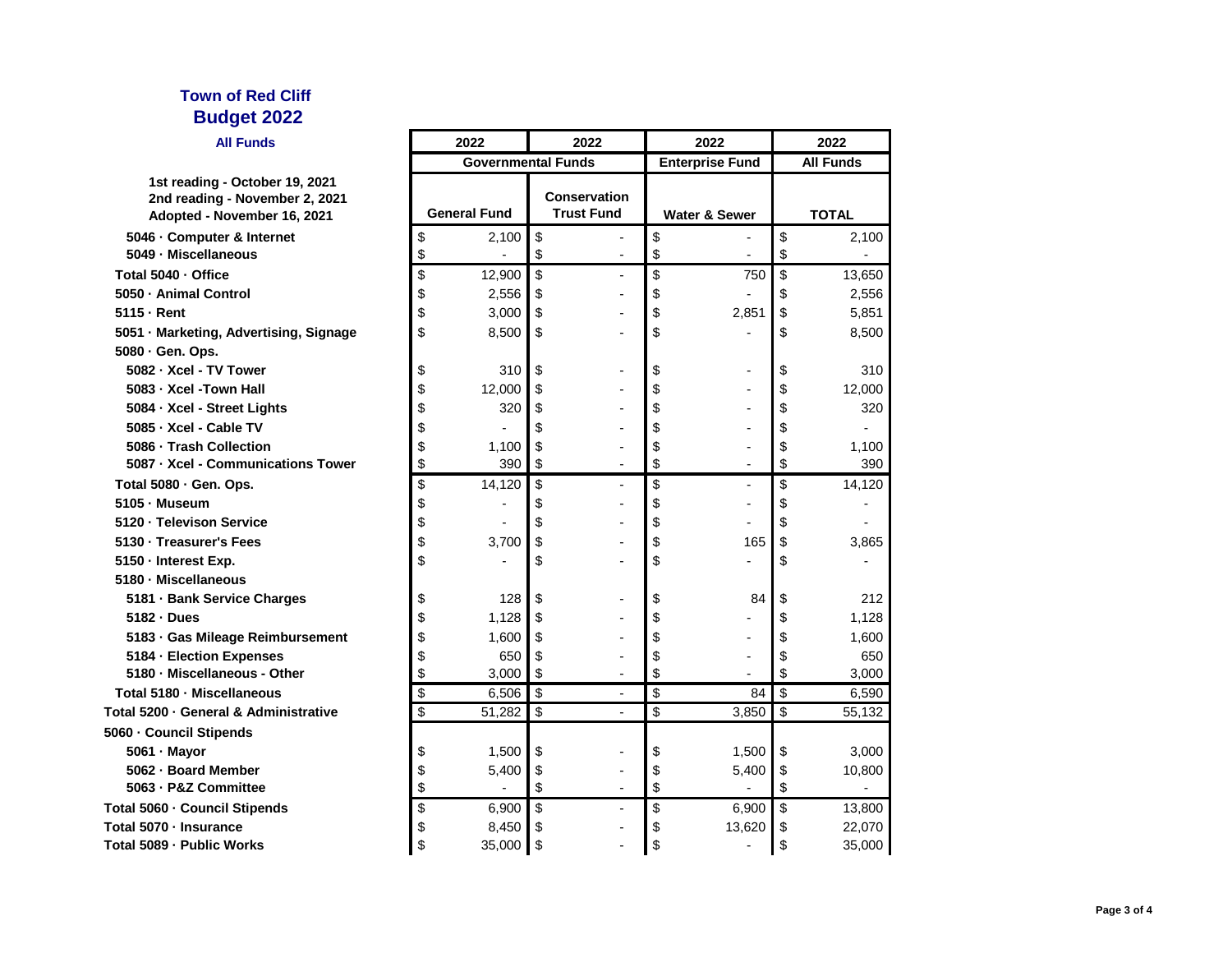**Town of Red Cliff**

**Budget 2022**

**All Funds**

**1st reading - October 19, 2021**
**2nd reading - November 2, 2021**
**Adopted - November 16, 2021**

| | 2022 | 2022 | 2022 | 2022 |
|---|---|---|---|---|
| | Governmental Funds | | Enterprise Fund | All Funds |
| | General Fund | Conservation Trust Fund | Water & Sewer | TOTAL |
| 5046 · Computer & Internet | $ 2,100 | $ - | $ - | $ 2,100 |
| 5049 · Miscellaneous | $ - | $ - | $ - | $ - |
| Total 5040 · Office | $ 12,900 | $ - | $ 750 | $ 13,650 |
| 5050 · Animal Control | $ 2,556 | $ - | $ - | $ 2,556 |
| 5115 · Rent | $ 3,000 | $ - | $ 2,851 | $ 5,851 |
| 5051 · Marketing, Advertising, Signage | $ 8,500 | $ - | $ - | $ 8,500 |
| 5080 · Gen. Ops. | | | | |
| 5082 · Xcel - TV Tower | $ 310 | $ - | $ - | $ 310 |
| 5083 · Xcel -Town Hall | $ 12,000 | $ - | $ - | $ 12,000 |
| 5084 · Xcel - Street Lights | $ 320 | $ - | $ - | $ 320 |
| 5085 · Xcel - Cable TV | $ - | $ - | $ - | $ - |
| 5086 · Trash Collection | $ 1,100 | $ - | $ - | $ 1,100 |
| 5087 · Xcel - Communications Tower | $ 390 | $ - | $ - | $ 390 |
| Total 5080 · Gen. Ops. | $ 14,120 | $ - | $ - | $ 14,120 |
| 5105 · Museum | $ - | $ - | $ - | $ - |
| 5120 · Televison Service | $ - | $ - | $ - | $ - |
| 5130 · Treasurer's Fees | $ 3,700 | $ - | $ 165 | $ 3,865 |
| 5150 · Interest Exp. | $ - | $ - | $ - | $ - |
| 5180 · Miscellaneous | | | | |
| 5181 · Bank Service Charges | $ 128 | $ - | $ 84 | $ 212 |
| 5182 · Dues | $ 1,128 | $ - | $ - | $ 1,128 |
| 5183 · Gas Mileage Reimbursement | $ 1,600 | $ - | $ - | $ 1,600 |
| 5184 · Election Expenses | $ 650 | $ - | $ - | $ 650 |
| 5180 · Miscellaneous - Other | $ 3,000 | $ - | $ - | $ 3,000 |
| Total 5180 · Miscellaneous | $ 6,506 | $ - | $ 84 | $ 6,590 |
| Total 5200 · General & Administrative | $ 51,282 | $ - | $ 3,850 | $ 55,132 |
| 5060 · Council Stipends | | | | |
| 5061 · Mayor | $ 1,500 | $ - | $ 1,500 | $ 3,000 |
| 5062 · Board Member | $ 5,400 | $ - | $ 5,400 | $ 10,800 |
| 5063 · P&Z Committee | $ - | $ - | $ - | $ - |
| Total 5060 · Council Stipends | $ 6,900 | $ - | $ 6,900 | $ 13,800 |
| Total 5070 · Insurance | $ 8,450 | $ - | $ 13,620 | $ 22,070 |
| Total 5089 · Public Works | $ 35,000 | $ - | $ - | $ 35,000 |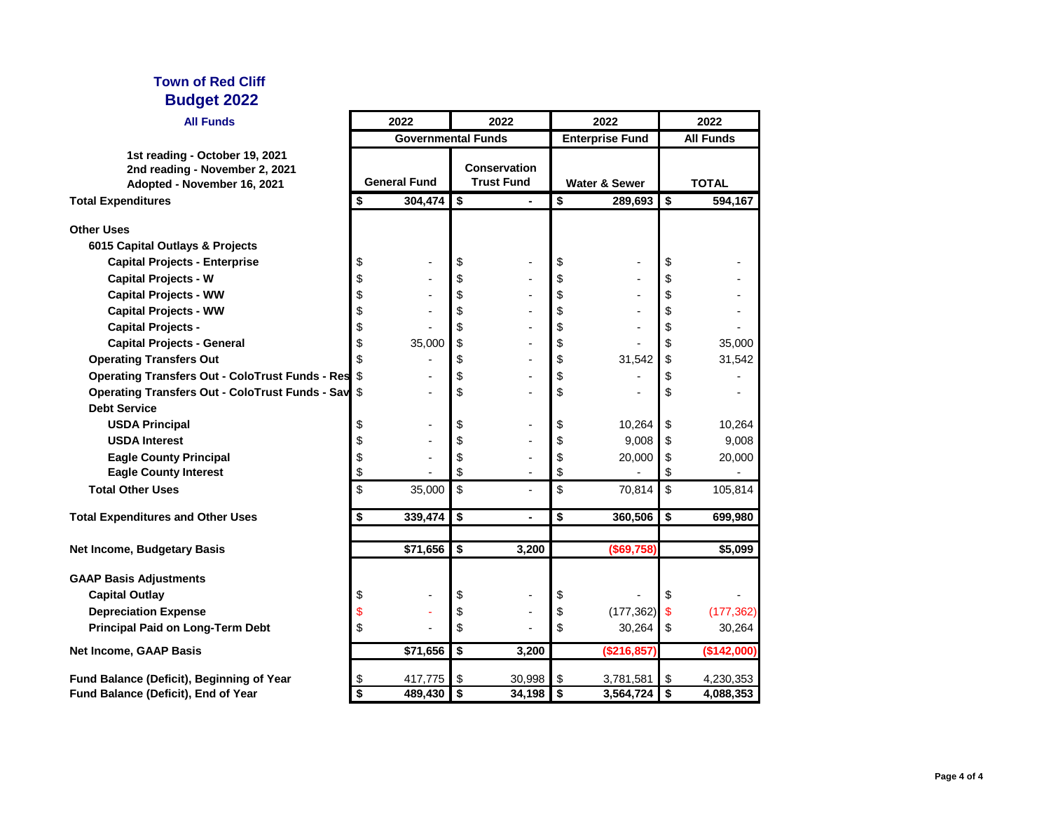# Town of Red Cliff
## Budget 2022

**All Funds**

1st reading - October 19, 2021
2nd reading - November 2, 2021
Adopted - November 16, 2021

| | 2022 | 2022 | 2022 | 2022 |
|---|---|---|---|---|
| | Governmental Funds | | Enterprise Fund | All Funds |
| | General Fund | Conservation Trust Fund | Water & Sewer | TOTAL |
| **Total Expenditures** | $ 304,474 | $ - | $ 289,693 | $ 594,167 |
| **Other Uses** | | | | |
| **6015 Capital Outlays & Projects** | | | | |
| Capital Projects - Enterprise | $ - | $ - | $ - | $ - |
| Capital Projects - W | $ - | $ - | $ - | $ - |
| Capital Projects - WW | $ - | $ - | $ - | $ - |
| Capital Projects - WW | $ - | $ - | $ - | $ - |
| Capital Projects - | $ - | $ - | $ - | $ - |
| Capital Projects - General | $ 35,000 | $ - | $ - | $ 35,000 |
| **Operating Transfers Out** | $ - | $ - | $ 31,542 | $ 31,542 |
| **Operating Transfers Out - ColoTrust Funds - Res** | $ - | $ - | $ - | $ - |
| **Operating Transfers Out - ColoTrust Funds - Sav** | $ - | $ - | $ - | $ - |
| **Debt Service** | | | | |
| USDA Principal | $ - | $ - | $ 10,264 | $ 10,264 |
| USDA Interest | $ - | $ - | $ 9,008 | $ 9,008 |
| Eagle County Principal | $ - | $ - | $ 20,000 | $ 20,000 |
| Eagle County Interest | $ - | $ - | $ - | $ - |
| **Total Other Uses** | $ 35,000 | $ - | $ 70,814 | $ 105,814 |
| **Total Expenditures and Other Uses** | $ 339,474 | $ - | $ 360,506 | $ 699,980 |
| **Net Income, Budgetary Basis** | $71,656 | $ 3,200 | ($69,758) | $5,099 |
| **GAAP Basis Adjustments** | | | | |
| Capital Outlay | $ - | $ - | $ - | $ - |
| Depreciation Expense | $ - | $ - | $ (177,362) | $ (177,362) |
| Principal Paid on Long-Term Debt | $ - | $ - | $ 30,264 | $ 30,264 |
| **Net Income, GAAP Basis** | $71,656 | $ 3,200 | ($216,857) | ($142,000) |
| **Fund Balance (Deficit), Beginning of Year** | $ 417,775 | $ 30,998 | $ 3,781,581 | $ 4,230,353 |
| **Fund Balance (Deficit), End of Year** | $ 489,430 | $ 34,198 | $ 3,564,724 | $ 4,088,353 |